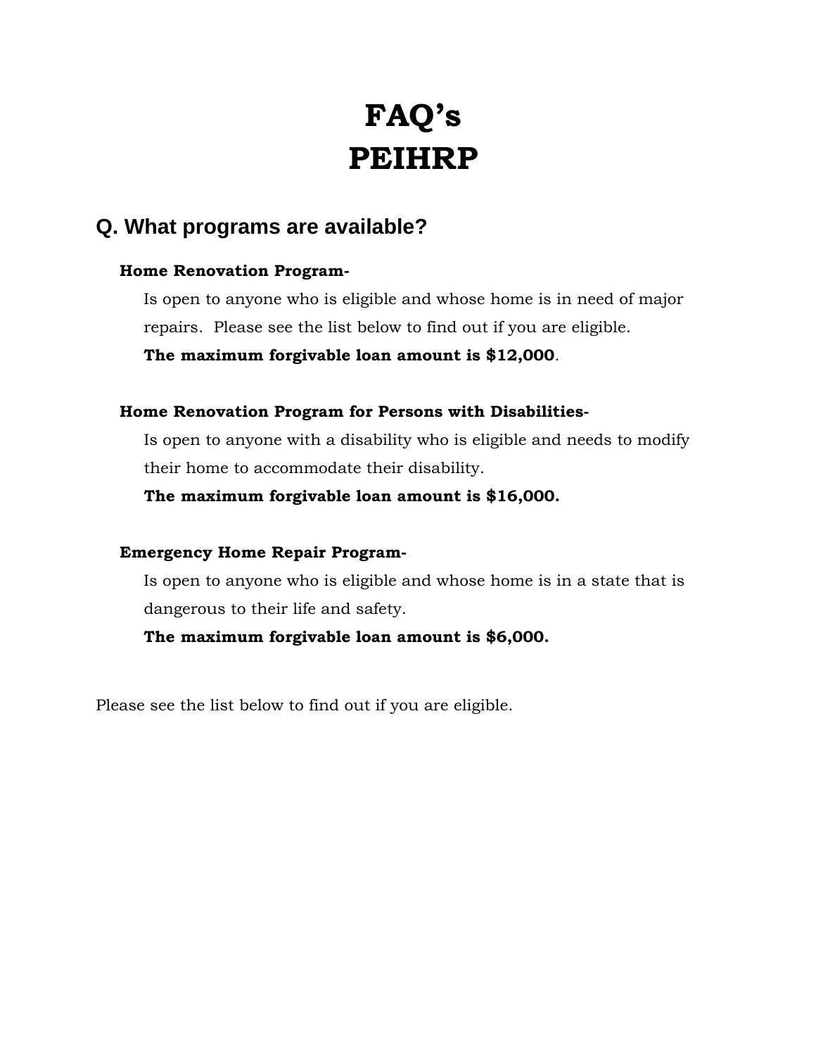# FAQ's
# PEIHRP

## Q. What programs are available?

**Home Renovation Program-**

Is open to anyone who is eligible and whose home is in need of major repairs. Please see the list below to find out if you are eligible.

**The maximum forgivable loan amount is $12,000**.

**Home Renovation Program for Persons with Disabilities-**

Is open to anyone with a disability who is eligible and needs to modify their home to accommodate their disability.

**The maximum forgivable loan amount is $16,000.**

**Emergency Home Repair Program-**

Is open to anyone who is eligible and whose home is in a state that is dangerous to their life and safety.

**The maximum forgivable loan amount is $6,000.**

Please see the list below to find out if you are eligible.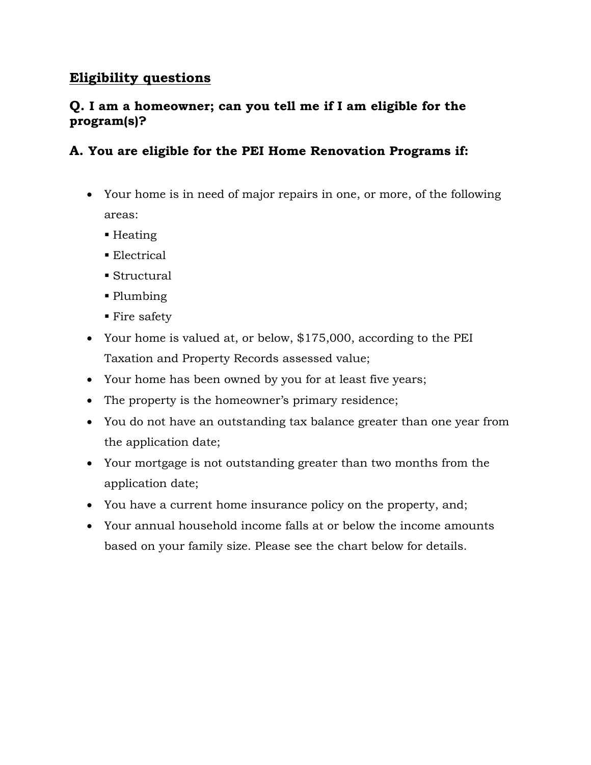## Eligibility questions

### Q. I am a homeowner; can you tell me if I am eligible for the program(s)?

### A. You are eligible for the PEI Home Renovation Programs if:

- Your home is in need of major repairs in one, or more, of the following areas:
  - Heating
  - Electrical
  - Structural
  - Plumbing
  - Fire safety
- Your home is valued at, or below, $175,000, according to the PEI Taxation and Property Records assessed value;
- Your home has been owned by you for at least five years;
- The property is the homeowner's primary residence;
- You do not have an outstanding tax balance greater than one year from the application date;
- Your mortgage is not outstanding greater than two months from the application date;
- You have a current home insurance policy on the property, and;
- Your annual household income falls at or below the income amounts based on your family size. Please see the chart below for details.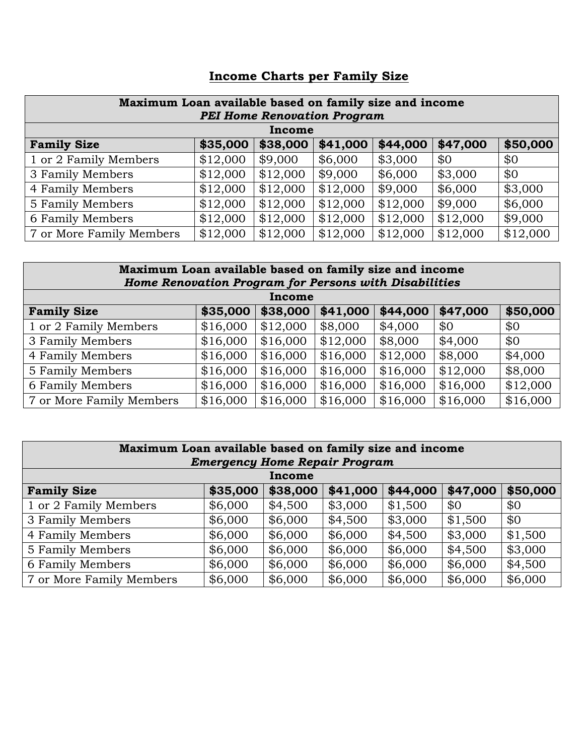## Income Charts per Family Size

| Maximum Loan available based on family size and income *PEI Home Renovation Program* | | | | | | |
|---|---|---|---|---|---|---|
| | Income | | | | | |
| **Family Size** | **$35,000** | **$38,000** | **$41,000** | **$44,000** | **$47,000** | **$50,000** |
| 1 or 2 Family Members | $12,000 | $9,000 | $6,000 | $3,000 | $0 | $0 |
| 3 Family Members | $12,000 | $12,000 | $9,000 | $6,000 | $3,000 | $0 |
| 4 Family Members | $12,000 | $12,000 | $12,000 | $9,000 | $6,000 | $3,000 |
| 5 Family Members | $12,000 | $12,000 | $12,000 | $12,000 | $9,000 | $6,000 |
| 6 Family Members | $12,000 | $12,000 | $12,000 | $12,000 | $12,000 | $9,000 |
| 7 or More Family Members | $12,000 | $12,000 | $12,000 | $12,000 | $12,000 | $12,000 |

| Maximum Loan available based on family size and income *Home Renovation Program for Persons with Disabilities* | | | | | | |
|---|---|---|---|---|---|---|
| | Income | | | | | |
| **Family Size** | **$35,000** | **$38,000** | **$41,000** | **$44,000** | **$47,000** | **$50,000** |
| 1 or 2 Family Members | $16,000 | $12,000 | $8,000 | $4,000 | $0 | $0 |
| 3 Family Members | $16,000 | $16,000 | $12,000 | $8,000 | $4,000 | $0 |
| 4 Family Members | $16,000 | $16,000 | $16,000 | $12,000 | $8,000 | $4,000 |
| 5 Family Members | $16,000 | $16,000 | $16,000 | $16,000 | $12,000 | $8,000 |
| 6 Family Members | $16,000 | $16,000 | $16,000 | $16,000 | $16,000 | $12,000 |
| 7 or More Family Members | $16,000 | $16,000 | $16,000 | $16,000 | $16,000 | $16,000 |

| Maximum Loan available based on family size and income *Emergency Home Repair Program* | | | | | | |
|---|---|---|---|---|---|---|
| | Income | | | | | |
| **Family Size** | **$35,000** | **$38,000** | **$41,000** | **$44,000** | **$47,000** | **$50,000** |
| 1 or 2 Family Members | $6,000 | $4,500 | $3,000 | $1,500 | $0 | $0 |
| 3 Family Members | $6,000 | $6,000 | $4,500 | $3,000 | $1,500 | $0 |
| 4 Family Members | $6,000 | $6,000 | $6,000 | $4,500 | $3,000 | $1,500 |
| 5 Family Members | $6,000 | $6,000 | $6,000 | $6,000 | $4,500 | $3,000 |
| 6 Family Members | $6,000 | $6,000 | $6,000 | $6,000 | $6,000 | $4,500 |
| 7 or More Family Members | $6,000 | $6,000 | $6,000 | $6,000 | $6,000 | $6,000 |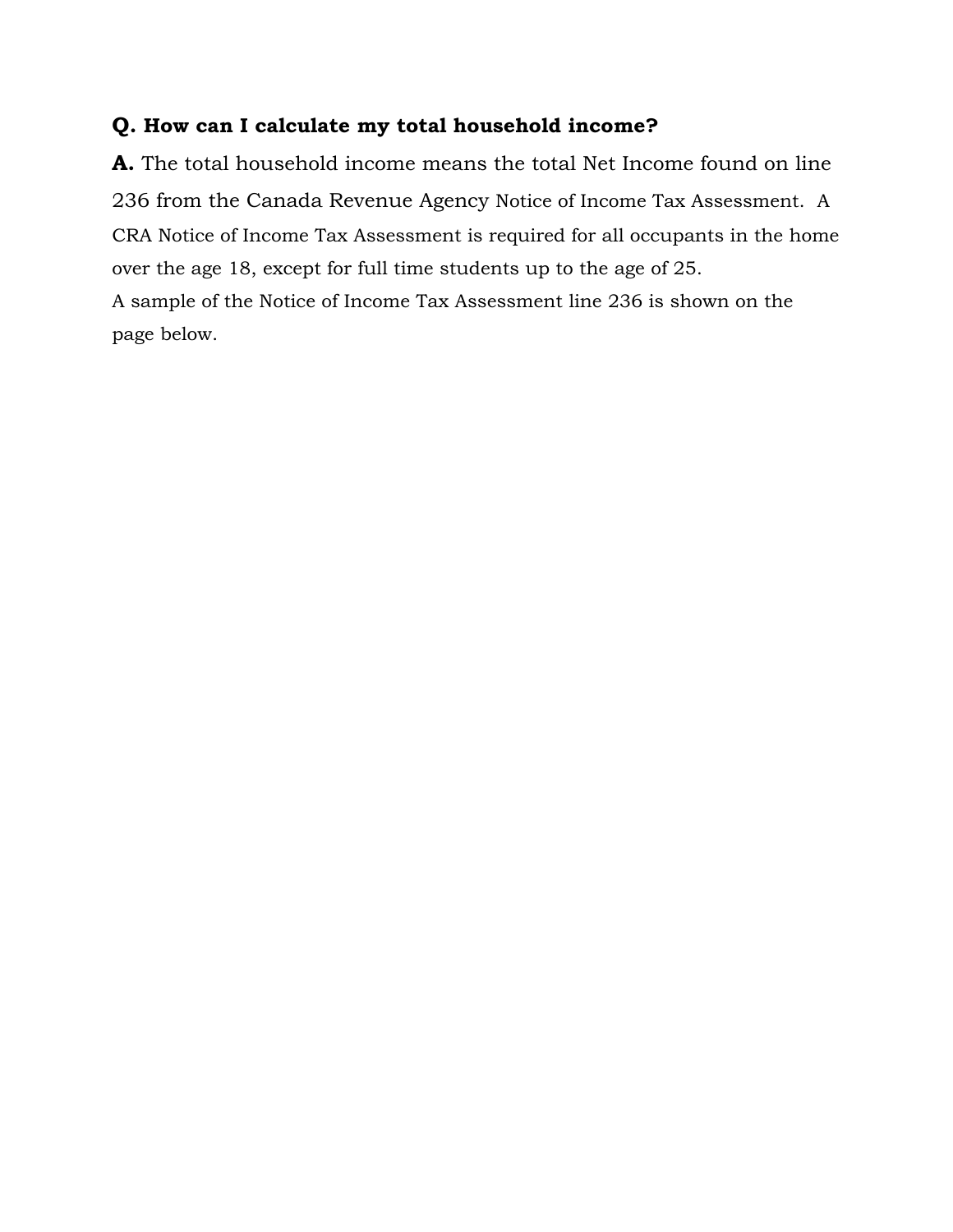**Q. How can I calculate my total household income?**

**A.** The total household income means the total Net Income found on line 236 from the Canada Revenue Agency Notice of Income Tax Assessment. A CRA Notice of Income Tax Assessment is required for all occupants in the home over the age 18, except for full time students up to the age of 25.

A sample of the Notice of Income Tax Assessment line 236 is shown on the page below.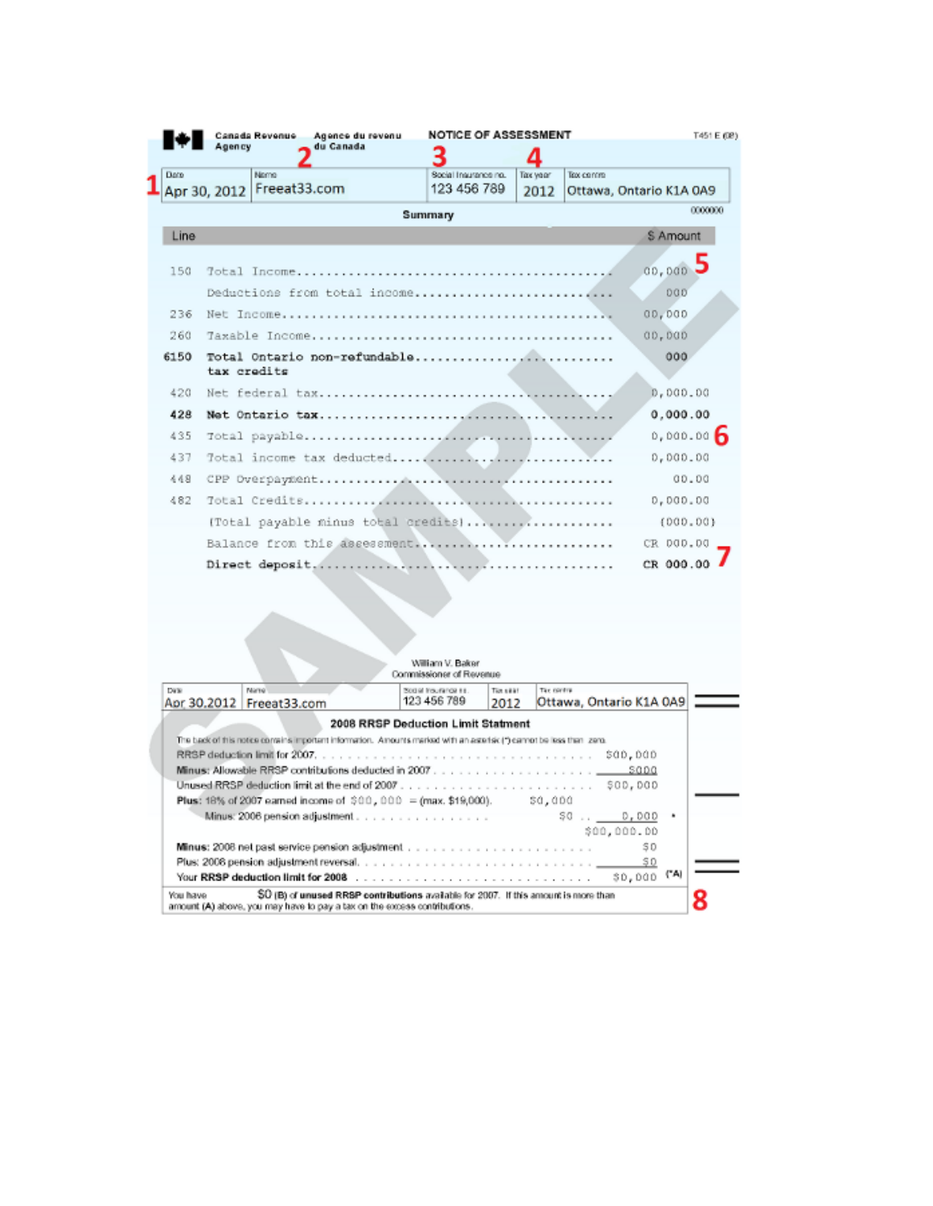Canada Revenue Agency | Agence du revenu du Canada

**NOTICE OF ASSESSMENT**

T451 E (08)

| 1 Date | 2 Name | 3 Social Insurance no. | 4 Tax year | Tax centre |
|---|---|---|---|---|
| Apr 30, 2012 | Freeat33.com | 123 456 789 | 2012 | Ottawa, Ontario K1A 0A9 |

0000000

**Summary**

| Line | | $ Amount |
|---|---|---|
| 150 | Total Income | 00,000 (5) |
| | Deductions from total income | 000 |
| 236 | Net Income | 00,000 |
| 260 | Taxable Income | 00,000 |
| **6150** | **Total Ontario non-refundable tax credits** | **000** |
| 420 | Net federal tax | 0,000.00 |
| **428** | **Net Ontario tax** | **0,000.00** |
| 435 | Total payable | 0,000.00 (6) |
| 437 | Total income tax deducted | 0,000.00 |
| 448 | CPP Overpayment | 00.00 |
| 482 | Total Credits | 0,000.00 |
| | (Total payable minus total credits) | (000.00) |
| | Balance from this assessment | CR 000.00 |
| | **Direct deposit** | **CR 000.00** (7) |

SAMPLE

William V. Baker
Commissioner of Revenue

| Date | Name | Social Insurance no. | Tax year | Tax centre |
|---|---|---|---|---|
| Apr 30,2012 | Freeat33.com | 123 456 789 | 2012 | Ottawa, Ontario K1A 0A9 |

**2008 RRSP Deduction Limit Statment**

The back of this notice contains important information. Amounts marked with an asterisk (*) cannot be less than zero.

| | | |
|---|---|---|
| RRSP deduction limit for 2007 | | $00,000 |
| **Minus:** Allowable RRSP contributions deducted in 2007 | | $000 |
| Unused RRSP deduction limit at the end of 2007 | | $00,000 |
| **Plus:** 18% of 2007 earned income of $00,000 = (max. $19,000) | $0,000 | |
| Minus: 2008 pension adjustment | $0 | 0,000 * |
| | | $00,000.00 |
| **Minus:** 2008 net past service pension adjustment | | $0 |
| Plus: 2008 pension adjustment reversal | | $0 |
| Your **RRSP deduction limit for 2008** | | $0,000 (*A) |

You have $0 (B) of **unused RRSP contributions** available for 2007. If this amount is more than amount (A) above, you may have to pay a tax on the excess contributions. (8)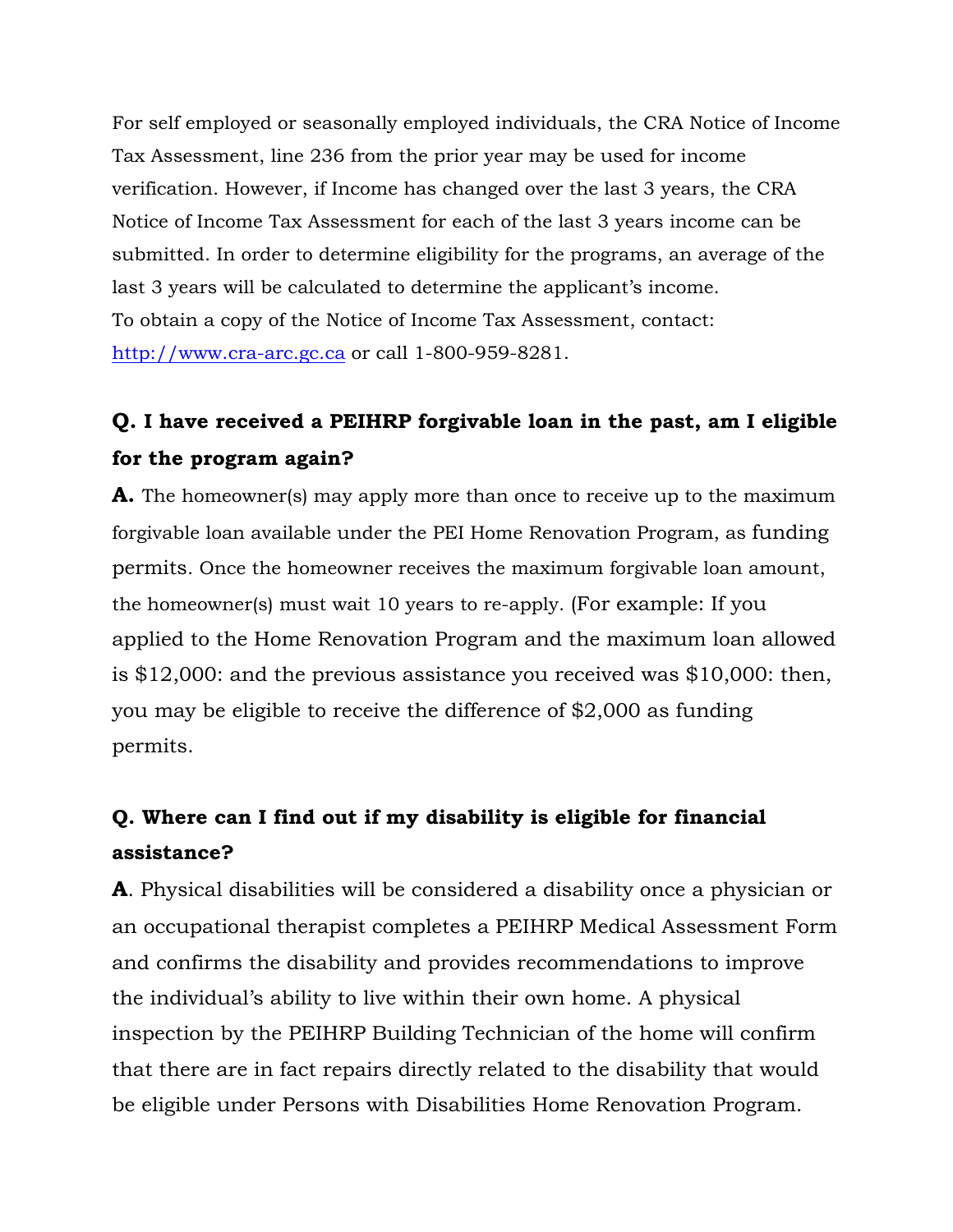For self employed or seasonally employed individuals, the CRA Notice of Income Tax Assessment, line 236 from the prior year may be used for income verification. However, if Income has changed over the last 3 years, the CRA Notice of Income Tax Assessment for each of the last 3 years income can be submitted. In order to determine eligibility for the programs, an average of the last 3 years will be calculated to determine the applicant's income.
To obtain a copy of the Notice of Income Tax Assessment, contact: http://www.cra-arc.gc.ca or call 1-800-959-8281.

**Q. I have received a PEIHRP forgivable loan in the past, am I eligible for the program again?**

**A.** The homeowner(s) may apply more than once to receive up to the maximum forgivable loan available under the PEI Home Renovation Program, as funding permits. Once the homeowner receives the maximum forgivable loan amount, the homeowner(s) must wait 10 years to re-apply. (For example: If you applied to the Home Renovation Program and the maximum loan allowed is $12,000: and the previous assistance you received was $10,000: then, you may be eligible to receive the difference of $2,000 as funding permits.

**Q. Where can I find out if my disability is eligible for financial assistance?**

**A**. Physical disabilities will be considered a disability once a physician or an occupational therapist completes a PEIHRP Medical Assessment Form and confirms the disability and provides recommendations to improve the individual's ability to live within their own home. A physical inspection by the PEIHRP Building Technician of the home will confirm that there are in fact repairs directly related to the disability that would be eligible under Persons with Disabilities Home Renovation Program.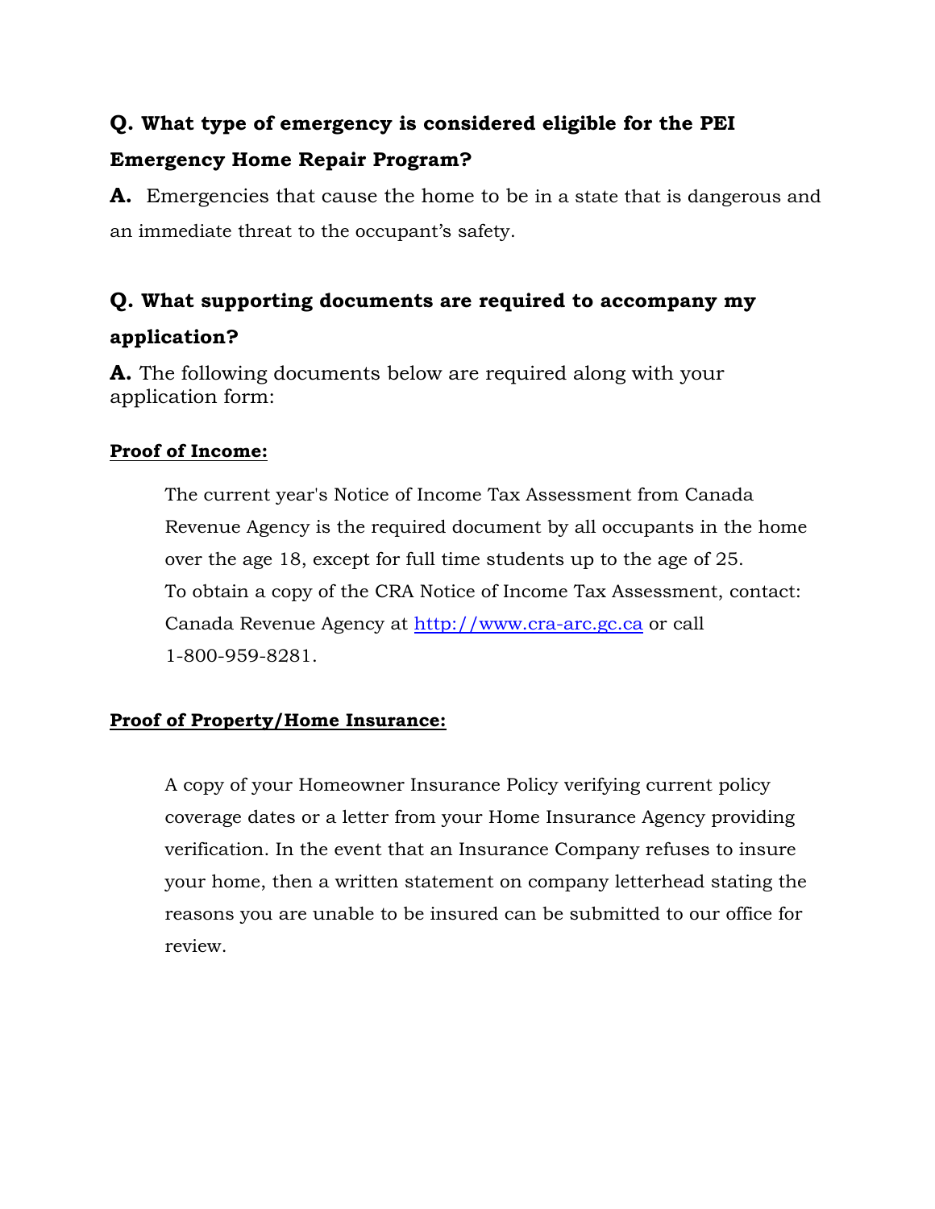**Q. What type of emergency is considered eligible for the PEI Emergency Home Repair Program?**

**A.** Emergencies that cause the home to be in a state that is dangerous and an immediate threat to the occupant's safety.

**Q. What supporting documents are required to accompany my application?**

**A.** The following documents below are required along with your application form:

**Proof of Income:**

> The current year's Notice of Income Tax Assessment from Canada Revenue Agency is the required document by all occupants in the home over the age 18, except for full time students up to the age of 25.
> To obtain a copy of the CRA Notice of Income Tax Assessment, contact: Canada Revenue Agency at http://www.cra-arc.gc.ca or call 1-800-959-8281.

**Proof of Property/Home Insurance:**

> A copy of your Homeowner Insurance Policy verifying current policy coverage dates or a letter from your Home Insurance Agency providing verification. In the event that an Insurance Company refuses to insure your home, then a written statement on company letterhead stating the reasons you are unable to be insured can be submitted to our office for review.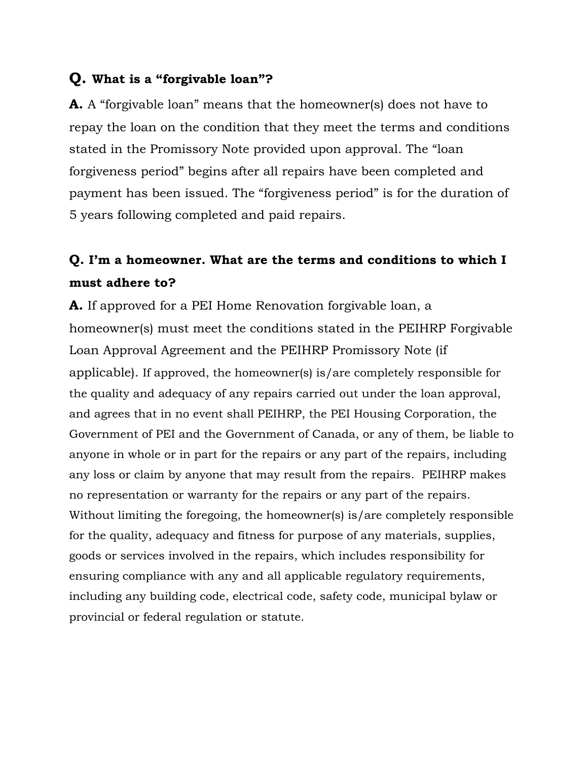**Q. What is a "forgivable loan"?**

**A.** A "forgivable loan" means that the homeowner(s) does not have to repay the loan on the condition that they meet the terms and conditions stated in the Promissory Note provided upon approval. The "loan forgiveness period" begins after all repairs have been completed and payment has been issued. The "forgiveness period" is for the duration of 5 years following completed and paid repairs.

**Q. I'm a homeowner. What are the terms and conditions to which I must adhere to?**

**A.** If approved for a PEI Home Renovation forgivable loan, a homeowner(s) must meet the conditions stated in the PEIHRP Forgivable Loan Approval Agreement and the PEIHRP Promissory Note (if applicable). If approved, the homeowner(s) is/are completely responsible for the quality and adequacy of any repairs carried out under the loan approval, and agrees that in no event shall PEIHRP, the PEI Housing Corporation, the Government of PEI and the Government of Canada, or any of them, be liable to anyone in whole or in part for the repairs or any part of the repairs, including any loss or claim by anyone that may result from the repairs. PEIHRP makes no representation or warranty for the repairs or any part of the repairs. Without limiting the foregoing, the homeowner(s) is/are completely responsible for the quality, adequacy and fitness for purpose of any materials, supplies, goods or services involved in the repairs, which includes responsibility for ensuring compliance with any and all applicable regulatory requirements, including any building code, electrical code, safety code, municipal bylaw or provincial or federal regulation or statute.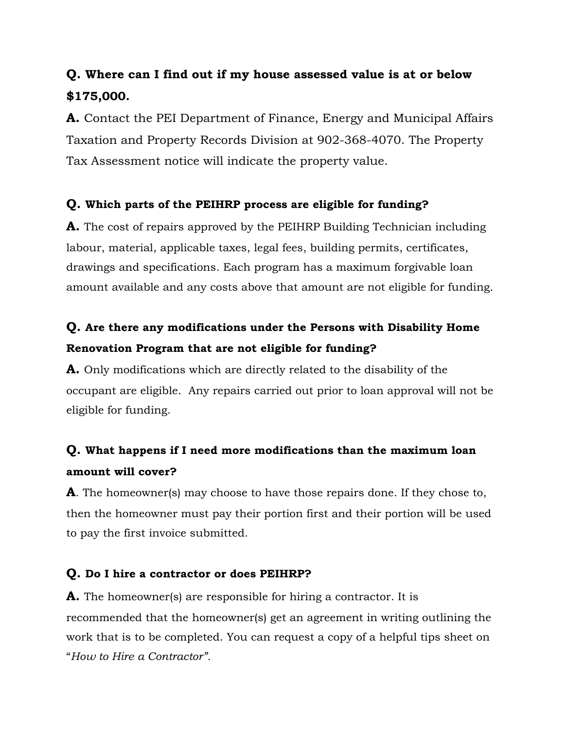**Q. Where can I find out if my house assessed value is at or below $175,000.**

**A.** Contact the PEI Department of Finance, Energy and Municipal Affairs Taxation and Property Records Division at 902-368-4070. The Property Tax Assessment notice will indicate the property value.

**Q. Which parts of the PEIHRP process are eligible for funding?**

**A.** The cost of repairs approved by the PEIHRP Building Technician including labour, material, applicable taxes, legal fees, building permits, certificates, drawings and specifications. Each program has a maximum forgivable loan amount available and any costs above that amount are not eligible for funding.

**Q. Are there any modifications under the Persons with Disability Home Renovation Program that are not eligible for funding?**

**A.** Only modifications which are directly related to the disability of the occupant are eligible. Any repairs carried out prior to loan approval will not be eligible for funding.

**Q. What happens if I need more modifications than the maximum loan amount will cover?**

**A**. The homeowner(s) may choose to have those repairs done. If they chose to, then the homeowner must pay their portion first and their portion will be used to pay the first invoice submitted.

**Q. Do I hire a contractor or does PEIHRP?**

**A.** The homeowner(s) are responsible for hiring a contractor. It is recommended that the homeowner(s) get an agreement in writing outlining the work that is to be completed. You can request a copy of a helpful tips sheet on "*How to Hire a Contractor"*.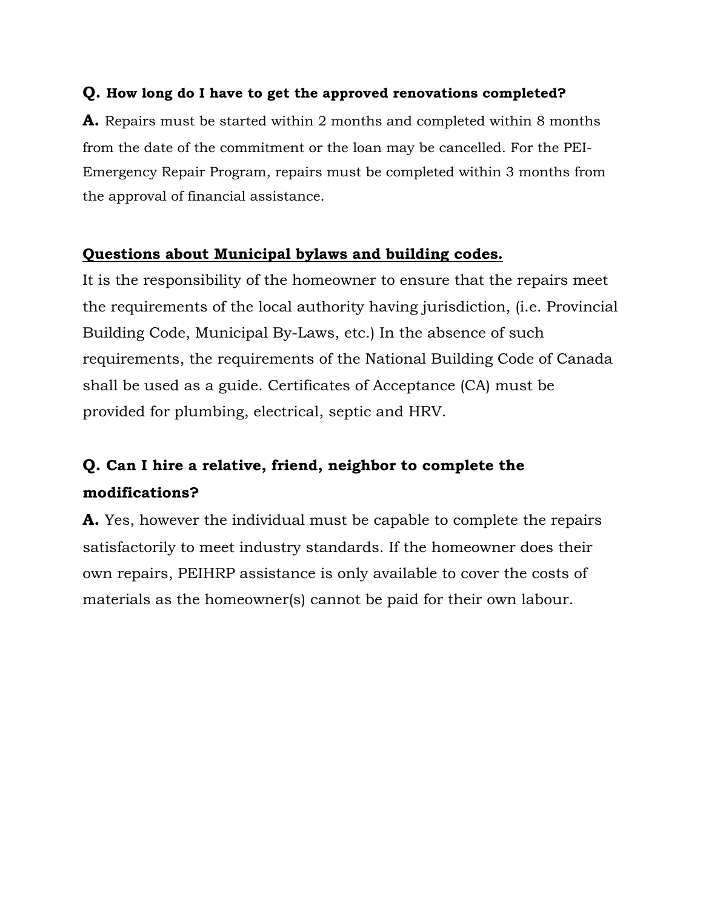**Q. How long do I have to get the approved renovations completed?**

**A.** Repairs must be started within 2 months and completed within 8 months from the date of the commitment or the loan may be cancelled. For the PEI-Emergency Repair Program, repairs must be completed within 3 months from the approval of financial assistance.

**<u>Questions about Municipal bylaws and building codes.</u>**

It is the responsibility of the homeowner to ensure that the repairs meet the requirements of the local authority having jurisdiction, (i.e. Provincial Building Code, Municipal By-Laws, etc.) In the absence of such requirements, the requirements of the National Building Code of Canada shall be used as a guide. Certificates of Acceptance (CA) must be provided for plumbing, electrical, septic and HRV.

**Q. Can I hire a relative, friend, neighbor to complete the modifications?**

**A.** Yes, however the individual must be capable to complete the repairs satisfactorily to meet industry standards. If the homeowner does their own repairs, PEIHRP assistance is only available to cover the costs of materials as the homeowner(s) cannot be paid for their own labour.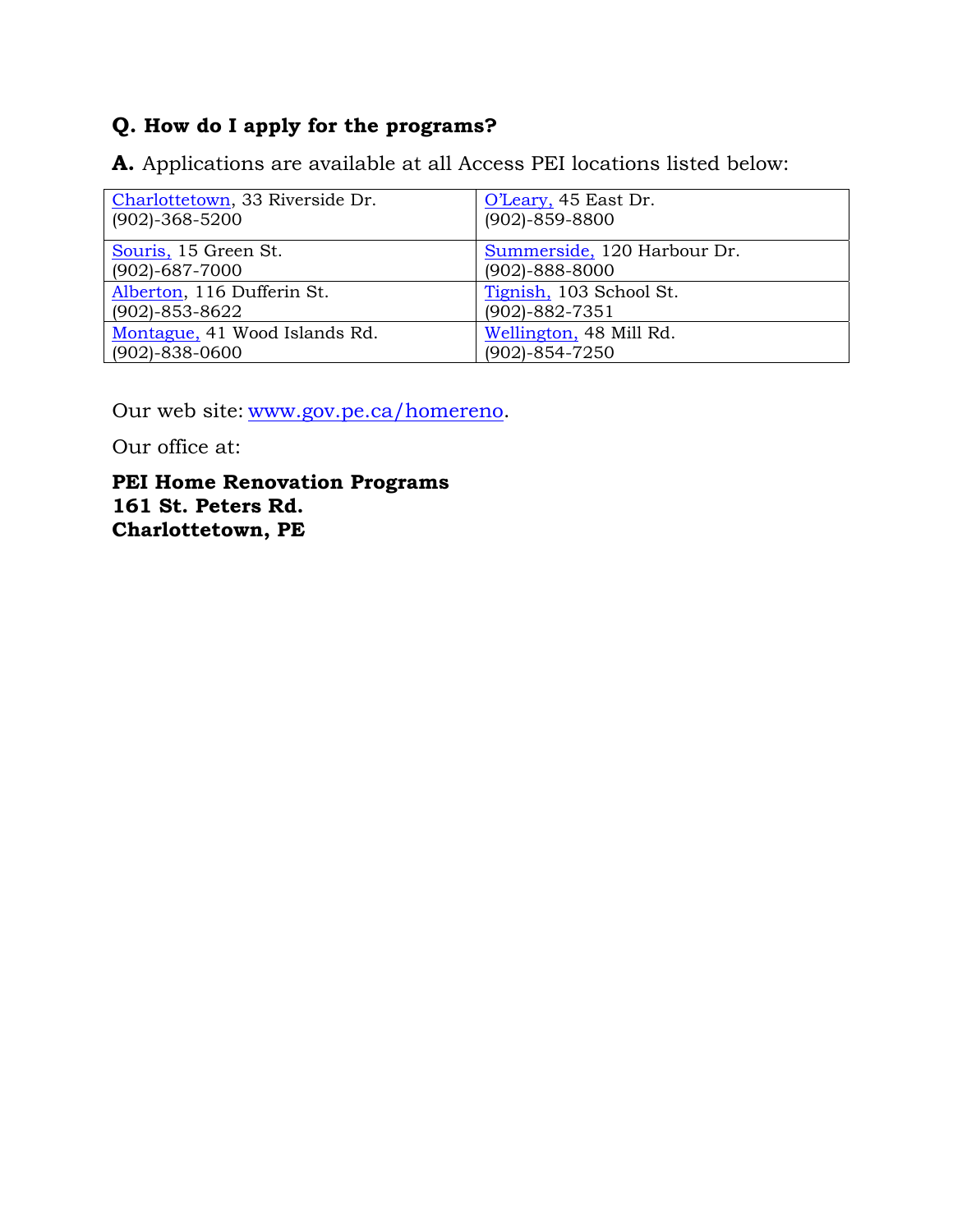**Q. How do I apply for the programs?**

**A.** Applications are available at all Access PEI locations listed below:

| | |
|---|---|
| Charlottetown, 33 Riverside Dr. (902)-368-5200 | O'Leary, 45 East Dr. (902)-859-8800 |
| Souris, 15 Green St. (902)-687-7000 | Summerside, 120 Harbour Dr. (902)-888-8000 |
| Alberton, 116 Dufferin St. (902)-853-8622 | Tignish, 103 School St. (902)-882-7351 |
| Montague, 41 Wood Islands Rd. (902)-838-0600 | Wellington, 48 Mill Rd. (902)-854-7250 |

Our web site: www.gov.pe.ca/homereno.

Our office at:

**PEI Home Renovation Programs**
**161 St. Peters Rd.**
**Charlottetown, PE**